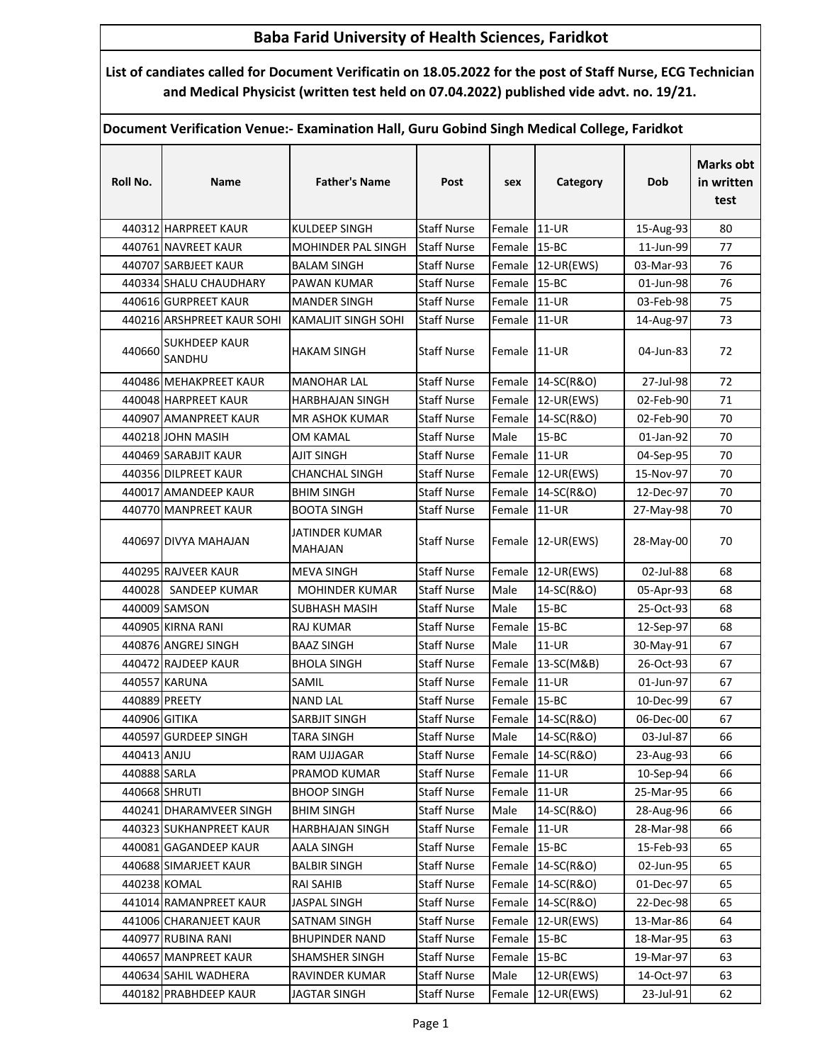# Baba Farid University of Health Sciences, Faridkot

**List of candiates called for Document Verificatin on 18.05.2022 for the post of Staff Nurse, ECG Technician and Medical Physicist (written test held on 07.04.2022) published vide advt. no. 19/21.**

**Document Verification Venue:- Examination Hall, Guru Gobind Singh Medical College, Faridkot**

| Roll No. | Name | Father's Name | Post | sex | Category | Dob | Marks obt in written test |
|---|---|---|---|---|---|---|---|
| 440312 | HARPREET KAUR | KULDEEP SINGH | Staff Nurse | Female | 11-UR | 15-Aug-93 | 80 |
| 440761 | NAVREET KAUR | MOHINDER PAL SINGH | Staff Nurse | Female | 15-BC | 11-Jun-99 | 77 |
| 440707 | SARBJEET KAUR | BALAM SINGH | Staff Nurse | Female | 12-UR(EWS) | 03-Mar-93 | 76 |
| 440334 | SHALU CHAUDHARY | PAWAN KUMAR | Staff Nurse | Female | 15-BC | 01-Jun-98 | 76 |
| 440616 | GURPREET KAUR | MANDER SINGH | Staff Nurse | Female | 11-UR | 03-Feb-98 | 75 |
| 440216 | ARSHPREET KAUR SOHI | KAMALJIT SINGH SOHI | Staff Nurse | Female | 11-UR | 14-Aug-97 | 73 |
| 440660 | SUKHDEEP KAUR SANDHU | HAKAM SINGH | Staff Nurse | Female | 11-UR | 04-Jun-83 | 72 |
| 440486 | MEHAKPREET KAUR | MANOHAR LAL | Staff Nurse | Female | 14-SC(R&O) | 27-Jul-98 | 72 |
| 440048 | HARPREET KAUR | HARBHAJAN SINGH | Staff Nurse | Female | 12-UR(EWS) | 02-Feb-90 | 71 |
| 440907 | AMANPREET KAUR | MR ASHOK KUMAR | Staff Nurse | Female | 14-SC(R&O) | 02-Feb-90 | 70 |
| 440218 | JOHN MASIH | OM KAMAL | Staff Nurse | Male | 15-BC | 01-Jan-92 | 70 |
| 440469 | SARABJIT KAUR | AJIT SINGH | Staff Nurse | Female | 11-UR | 04-Sep-95 | 70 |
| 440356 | DILPREET KAUR | CHANCHAL SINGH | Staff Nurse | Female | 12-UR(EWS) | 15-Nov-97 | 70 |
| 440017 | AMANDEEP KAUR | BHIM SINGH | Staff Nurse | Female | 14-SC(R&O) | 12-Dec-97 | 70 |
| 440770 | MANPREET KAUR | BOOTA SINGH | Staff Nurse | Female | 11-UR | 27-May-98 | 70 |
| 440697 | DIVYA MAHAJAN | JATINDER KUMAR MAHAJAN | Staff Nurse | Female | 12-UR(EWS) | 28-May-00 | 70 |
| 440295 | RAJVEER KAUR | MEVA SINGH | Staff Nurse | Female | 12-UR(EWS) | 02-Jul-88 | 68 |
| 440028 | SANDEEP KUMAR | MOHINDER KUMAR | Staff Nurse | Male | 14-SC(R&O) | 05-Apr-93 | 68 |
| 440009 | SAMSON | SUBHASH MASIH | Staff Nurse | Male | 15-BC | 25-Oct-93 | 68 |
| 440905 | KIRNA RANI | RAJ KUMAR | Staff Nurse | Female | 15-BC | 12-Sep-97 | 68 |
| 440876 | ANGREJ SINGH | BAAZ SINGH | Staff Nurse | Male | 11-UR | 30-May-91 | 67 |
| 440472 | RAJDEEP KAUR | BHOLA SINGH | Staff Nurse | Female | 13-SC(M&B) | 26-Oct-93 | 67 |
| 440557 | KARUNA | SAMIL | Staff Nurse | Female | 11-UR | 01-Jun-97 | 67 |
| 440889 | PREETY | NAND LAL | Staff Nurse | Female | 15-BC | 10-Dec-99 | 67 |
| 440906 | GITIKA | SARBJIT SINGH | Staff Nurse | Female | 14-SC(R&O) | 06-Dec-00 | 67 |
| 440597 | GURDEEP SINGH | TARA SINGH | Staff Nurse | Male | 14-SC(R&O) | 03-Jul-87 | 66 |
| 440413 | ANJU | RAM UJJAGAR | Staff Nurse | Female | 14-SC(R&O) | 23-Aug-93 | 66 |
| 440888 | SARLA | PRAMOD KUMAR | Staff Nurse | Female | 11-UR | 10-Sep-94 | 66 |
| 440668 | SHRUTI | BHOOP SINGH | Staff Nurse | Female | 11-UR | 25-Mar-95 | 66 |
| 440241 | DHARAMVEER SINGH | BHIM SINGH | Staff Nurse | Male | 14-SC(R&O) | 28-Aug-96 | 66 |
| 440323 | SUKHANPREET KAUR | HARBHAJAN SINGH | Staff Nurse | Female | 11-UR | 28-Mar-98 | 66 |
| 440081 | GAGANDEEP KAUR | AALA SINGH | Staff Nurse | Female | 15-BC | 15-Feb-93 | 65 |
| 440688 | SIMARJEET KAUR | BALBIR SINGH | Staff Nurse | Female | 14-SC(R&O) | 02-Jun-95 | 65 |
| 440238 | KOMAL | RAI SAHIB | Staff Nurse | Female | 14-SC(R&O) | 01-Dec-97 | 65 |
| 441014 | RAMANPREET KAUR | JASPAL SINGH | Staff Nurse | Female | 14-SC(R&O) | 22-Dec-98 | 65 |
| 441006 | CHARANJEET KAUR | SATNAM SINGH | Staff Nurse | Female | 12-UR(EWS) | 13-Mar-86 | 64 |
| 440977 | RUBINA RANI | BHUPINDER NAND | Staff Nurse | Female | 15-BC | 18-Mar-95 | 63 |
| 440657 | MANPREET KAUR | SHAMSHER SINGH | Staff Nurse | Female | 15-BC | 19-Mar-97 | 63 |
| 440634 | SAHIL WADHERA | RAVINDER KUMAR | Staff Nurse | Male | 12-UR(EWS) | 14-Oct-97 | 63 |
| 440182 | PRABHDEEP KAUR | JAGTAR SINGH | Staff Nurse | Female | 12-UR(EWS) | 23-Jul-91 | 62 |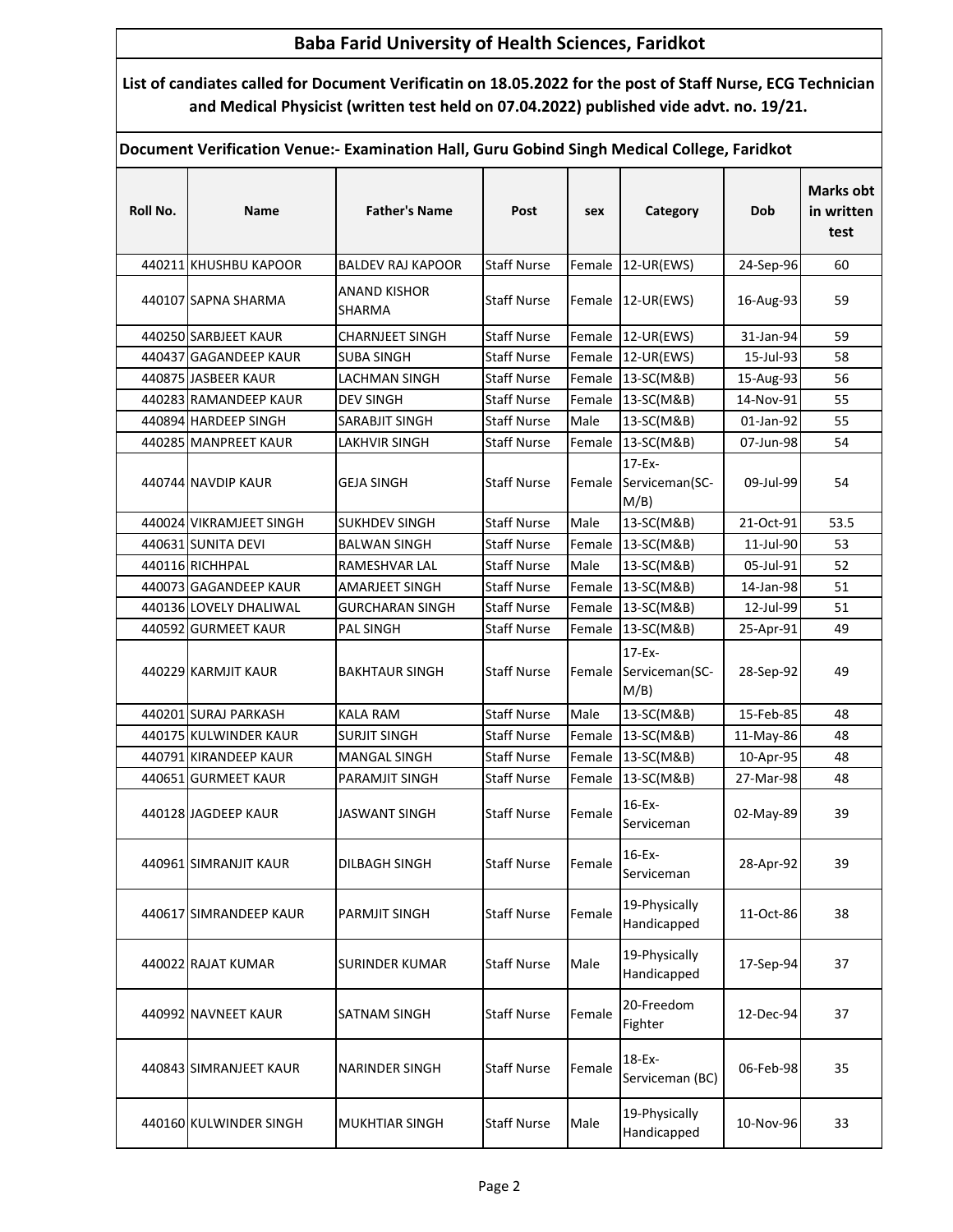# Baba Farid University of Health Sciences, Faridkot

**List of candiates called for Document Verificatin on 18.05.2022 for the post of Staff Nurse, ECG Technician and Medical Physicist (written test held on 07.04.2022) published vide advt. no. 19/21.**

**Document Verification Venue:- Examination Hall, Guru Gobind Singh Medical College, Faridkot**

| Roll No. | Name | Father's Name | Post | sex | Category | Dob | Marks obt in written test |
|---|---|---|---|---|---|---|---|
| 440211 | KHUSHBU KAPOOR | BALDEV RAJ KAPOOR | Staff Nurse | Female | 12-UR(EWS) | 24-Sep-96 | 60 |
| 440107 | SAPNA SHARMA | ANAND KISHOR SHARMA | Staff Nurse | Female | 12-UR(EWS) | 16-Aug-93 | 59 |
| 440250 | SARBJEET KAUR | CHARNJEET SINGH | Staff Nurse | Female | 12-UR(EWS) | 31-Jan-94 | 59 |
| 440437 | GAGANDEEP KAUR | SUBA SINGH | Staff Nurse | Female | 12-UR(EWS) | 15-Jul-93 | 58 |
| 440875 | JASBEER KAUR | LACHMAN SINGH | Staff Nurse | Female | 13-SC(M&B) | 15-Aug-93 | 56 |
| 440283 | RAMANDEEP KAUR | DEV SINGH | Staff Nurse | Female | 13-SC(M&B) | 14-Nov-91 | 55 |
| 440894 | HARDEEP SINGH | SARABJIT SINGH | Staff Nurse | Male | 13-SC(M&B) | 01-Jan-92 | 55 |
| 440285 | MANPREET KAUR | LAKHVIR SINGH | Staff Nurse | Female | 13-SC(M&B) | 07-Jun-98 | 54 |
| 440744 | NAVDIP KAUR | GEJA SINGH | Staff Nurse | Female | 17-Ex-Serviceman(SC-M/B) | 09-Jul-99 | 54 |
| 440024 | VIKRAMJEET SINGH | SUKHDEV SINGH | Staff Nurse | Male | 13-SC(M&B) | 21-Oct-91 | 53.5 |
| 440631 | SUNITA DEVI | BALWAN SINGH | Staff Nurse | Female | 13-SC(M&B) | 11-Jul-90 | 53 |
| 440116 | RICHHPAL | RAMESHVAR LAL | Staff Nurse | Male | 13-SC(M&B) | 05-Jul-91 | 52 |
| 440073 | GAGANDEEP KAUR | AMARJEET SINGH | Staff Nurse | Female | 13-SC(M&B) | 14-Jan-98 | 51 |
| 440136 | LOVELY DHALIWAL | GURCHARAN SINGH | Staff Nurse | Female | 13-SC(M&B) | 12-Jul-99 | 51 |
| 440592 | GURMEET KAUR | PAL SINGH | Staff Nurse | Female | 13-SC(M&B) | 25-Apr-91 | 49 |
| 440229 | KARMJIT KAUR | BAKHTAUR SINGH | Staff Nurse | Female | 17-Ex-Serviceman(SC-M/B) | 28-Sep-92 | 49 |
| 440201 | SURAJ PARKASH | KALA RAM | Staff Nurse | Male | 13-SC(M&B) | 15-Feb-85 | 48 |
| 440175 | KULWINDER KAUR | SURJIT SINGH | Staff Nurse | Female | 13-SC(M&B) | 11-May-86 | 48 |
| 440791 | KIRANDEEP KAUR | MANGAL SINGH | Staff Nurse | Female | 13-SC(M&B) | 10-Apr-95 | 48 |
| 440651 | GURMEET KAUR | PARAMJIT SINGH | Staff Nurse | Female | 13-SC(M&B) | 27-Mar-98 | 48 |
| 440128 | JAGDEEP KAUR | JASWANT SINGH | Staff Nurse | Female | 16-Ex-Serviceman | 02-May-89 | 39 |
| 440961 | SIMRANJIT KAUR | DILBAGH SINGH | Staff Nurse | Female | 16-Ex-Serviceman | 28-Apr-92 | 39 |
| 440617 | SIMRANDEEP KAUR | PARMJIT SINGH | Staff Nurse | Female | 19-Physically Handicapped | 11-Oct-86 | 38 |
| 440022 | RAJAT KUMAR | SURINDER KUMAR | Staff Nurse | Male | 19-Physically Handicapped | 17-Sep-94 | 37 |
| 440992 | NAVNEET KAUR | SATNAM SINGH | Staff Nurse | Female | 20-Freedom Fighter | 12-Dec-94 | 37 |
| 440843 | SIMRANJEET KAUR | NARINDER SINGH | Staff Nurse | Female | 18-Ex-Serviceman (BC) | 06-Feb-98 | 35 |
| 440160 | KULWINDER SINGH | MUKHTIAR SINGH | Staff Nurse | Male | 19-Physically Handicapped | 10-Nov-96 | 33 |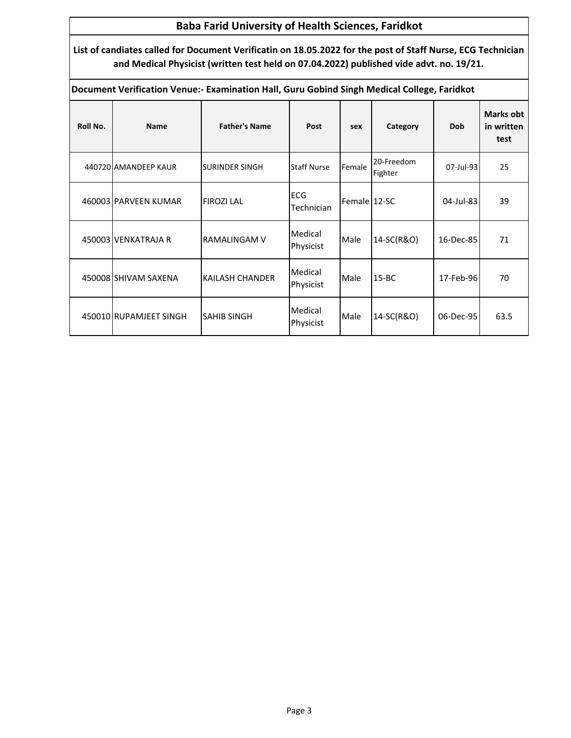## Baba Farid University of Health Sciences, Faridkot

**List of candiates called for Document Verificatin on 18.05.2022 for the post of Staff Nurse, ECG Technician and Medical Physicist (written test held on 07.04.2022) published vide advt. no. 19/21.**

**Document Verification Venue:- Examination Hall, Guru Gobind Singh Medical College, Faridkot**

| Roll No. | Name | Father's Name | Post | sex | Category | Dob | Marks obt in written test |
|---|---|---|---|---|---|---|---|
| 440720 | AMANDEEP KAUR | SURINDER SINGH | Staff Nurse | Female | 20-Freedom Fighter | 07-Jul-93 | 25 |
| 460003 | PARVEEN KUMAR | FIROZI LAL | ECG Technician | Female | 12-SC | 04-Jul-83 | 39 |
| 450003 | VENKATRAJA R | RAMALINGAM V | Medical Physicist | Male | 14-SC(R&O) | 16-Dec-85 | 71 |
| 450008 | SHIVAM SAXENA | KAILASH CHANDER | Medical Physicist | Male | 15-BC | 17-Feb-96 | 70 |
| 450010 | RUPAMJEET SINGH | SAHIB SINGH | Medical Physicist | Male | 14-SC(R&O) | 06-Dec-95 | 63.5 |